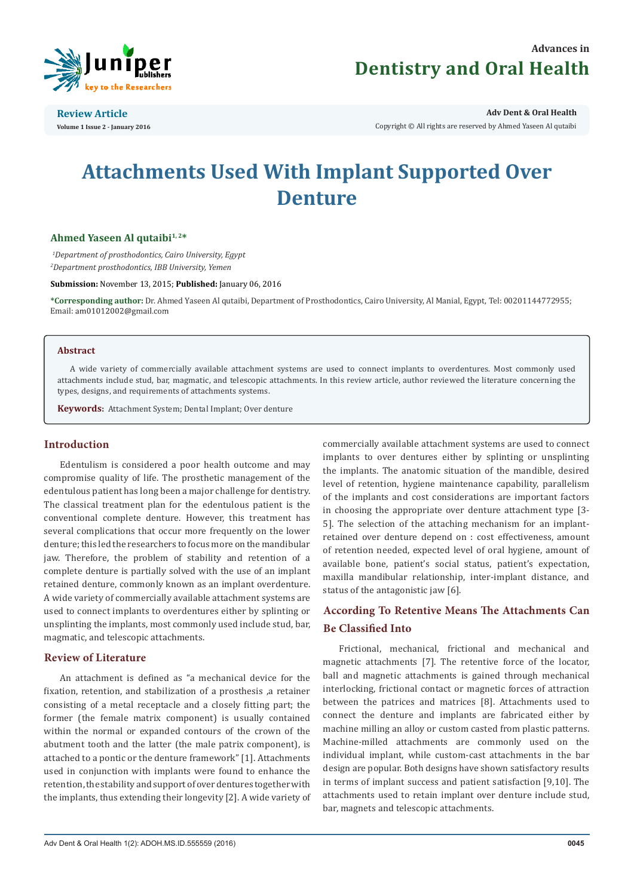Review Article

Volume 1 Issue 2 - January 2016

Copyright © All rights are reserved by Ahmed Yaseen Al qutaibi

# Attachments Used With Implant Supported Over Denture

**Ahmed Yaseen Al qutaibi[1, 2]***

*[1]Department of prosthodontics, Cairo University, Egypt*

*[2]Department prosthodontics, IBB University, Yemen*

**Submission:** November 13, 2015; **Published:** January 06, 2016

***Corresponding author:** Dr. Ahmed Yaseen Al qutaibi, Department of Prosthodontics, Cairo University, Al Manial, Egypt, Tel: 00201144772955; Email: am01012002@gmail.com

## Abstract

A wide variety of commercially available attachment systems are used to connect implants to overdentures. Most commonly used attachments include stud, bar, magmatic, and telescopic attachments. In this review article, author reviewed the literature concerning the types, designs, and requirements of attachments systems.

**Keywords:** Attachment System; Dental Implant; Over denture

## Introduction

Edentulism is considered a poor health outcome and may compromise quality of life. The prosthetic management of the edentulous patient has long been a major challenge for dentistry. The classical treatment plan for the edentulous patient is the conventional complete denture. However, this treatment has several complications that occur more frequently on the lower denture; this led the researchers to focus more on the mandibular jaw. Therefore, the problem of stability and retention of a complete denture is partially solved with the use of an implant retained denture, commonly known as an implant overdenture. A wide variety of commercially available attachment systems are used to connect implants to overdentures either by splinting or unsplinting the implants, most commonly used include stud, bar, magmatic, and telescopic attachments.

## Review of Literature

An attachment is defined as "a mechanical device for the fixation, retention, and stabilization of a prosthesis ,a retainer consisting of a metal receptacle and a closely fitting part; the former (the female matrix component) is usually contained within the normal or expanded contours of the crown of the abutment tooth and the latter (the male patrix component), is attached to a pontic or the denture framework" [1]. Attachments used in conjunction with implants were found to enhance the retention, the stability and support of over dentures together with the implants, thus extending their longevity [2]. A wide variety of commercially available attachment systems are used to connect implants to over dentures either by splinting or unsplinting the implants. The anatomic situation of the mandible, desired level of retention, hygiene maintenance capability, parallelism of the implants and cost considerations are important factors in choosing the appropriate over denture attachment type [3-5]. The selection of the attaching mechanism for an implant-retained over denture depend on : cost effectiveness, amount of retention needed, expected level of oral hygiene, amount of available bone, patient's social status, patient's expectation, maxilla mandibular relationship, inter-implant distance, and status of the antagonistic jaw [6].

## According To Retentive Means The Attachments Can Be Classified Into

Frictional, mechanical, frictional and mechanical and magnetic attachments [7]. The retentive force of the locator, ball and magnetic attachments is gained through mechanical interlocking, frictional contact or magnetic forces of attraction between the patrices and matrices [8]. Attachments used to connect the denture and implants are fabricated either by machine milling an alloy or custom casted from plastic patterns. Machine-milled attachments are commonly used on the individual implant, while custom-cast attachments in the bar design are popular. Both designs have shown satisfactory results in terms of implant success and patient satisfaction [9,10]. The attachments used to retain implant over denture include stud, bar, magnets and telescopic attachments.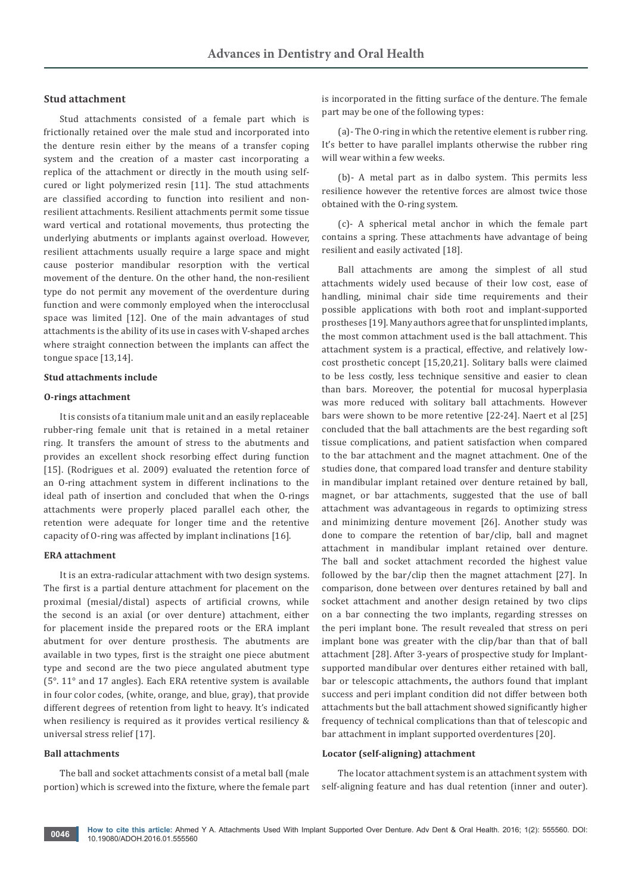## Stud attachment

Stud attachments consisted of a female part which is frictionally retained over the male stud and incorporated into the denture resin either by the means of a transfer coping system and the creation of a master cast incorporating a replica of the attachment or directly in the mouth using self-cured or light polymerized resin [11]. The stud attachments are classified according to function into resilient and non-resilient attachments. Resilient attachments permit some tissue ward vertical and rotational movements, thus protecting the underlying abutments or implants against overload. However, resilient attachments usually require a large space and might cause posterior mandibular resorption with the vertical movement of the denture. On the other hand, the non-resilient type do not permit any movement of the overdenture during function and were commonly employed when the interocclusal space was limited [12]. One of the main advantages of stud attachments is the ability of its use in cases with V-shaped arches where straight connection between the implants can affect the tongue space [13,14].

### Stud attachments include

### O-rings attachment

It is consists of a titanium male unit and an easily replaceable rubber-ring female unit that is retained in a metal retainer ring. It transfers the amount of stress to the abutments and provides an excellent shock resorbing effect during function [15]. (Rodrigues et al. 2009) evaluated the retention force of an O-ring attachment system in different inclinations to the ideal path of insertion and concluded that when the O-rings attachments were properly placed parallel each other, the retention were adequate for longer time and the retentive capacity of O-ring was affected by implant inclinations [16].

### ERA attachment

It is an extra-radicular attachment with two design systems. The first is a partial denture attachment for placement on the proximal (mesial/distal) aspects of artificial crowns, while the second is an axial (or over denture) attachment, either for placement inside the prepared roots or the ERA implant abutment for over denture prosthesis. The abutments are available in two types, first is the straight one piece abutment type and second are the two piece angulated abutment type (5°. 11° and 17 angles). Each ERA retentive system is available in four color codes, (white, orange, and blue, gray), that provide different degrees of retention from light to heavy. It's indicated when resiliency is required as it provides vertical resiliency & universal stress relief [17].

### Ball attachments

The ball and socket attachments consist of a metal ball (male portion) which is screwed into the fixture, where the female part is incorporated in the fitting surface of the denture. The female part may be one of the following types:

(a)- The O-ring in which the retentive element is rubber ring. It's better to have parallel implants otherwise the rubber ring will wear within a few weeks.

(b)- A metal part as in dalbo system. This permits less resilience however the retentive forces are almost twice those obtained with the O-ring system.

(c)- A spherical metal anchor in which the female part contains a spring. These attachments have advantage of being resilient and easily activated [18].

Ball attachments are among the simplest of all stud attachments widely used because of their low cost, ease of handling, minimal chair side time requirements and their possible applications with both root and implant-supported prostheses [19]. Many authors agree that for unsplinted implants, the most common attachment used is the ball attachment. This attachment system is a practical, effective, and relatively low-cost prosthetic concept [15,20,21]. Solitary balls were claimed to be less costly, less technique sensitive and easier to clean than bars. Moreover, the potential for mucosal hyperplasia was more reduced with solitary ball attachments. However bars were shown to be more retentive [22-24]. Naert et al [25] concluded that the ball attachments are the best regarding soft tissue complications, and patient satisfaction when compared to the bar attachment and the magnet attachment. One of the studies done, that compared load transfer and denture stability in mandibular implant retained over denture retained by ball, magnet, or bar attachments, suggested that the use of ball attachment was advantageous in regards to optimizing stress and minimizing denture movement [26]. Another study was done to compare the retention of bar/clip, ball and magnet attachment in mandibular implant retained over denture. The ball and socket attachment recorded the highest value followed by the bar/clip then the magnet attachment [27]. In comparison, done between over dentures retained by ball and socket attachment and another design retained by two clips on a bar connecting the two implants, regarding stresses on the peri implant bone. The result revealed that stress on peri implant bone was greater with the clip/bar than that of ball attachment [28]. After 3-years of prospective study for Implant-supported mandibular over dentures either retained with ball, bar or telescopic attachments**,** the authors found that implant success and peri implant condition did not differ between both attachments but the ball attachment showed significantly higher frequency of technical complications than that of telescopic and bar attachment in implant supported overdentures [20].

### Locator (self-aligning) attachment

The locator attachment system is an attachment system with self-aligning feature and has dual retention (inner and outer).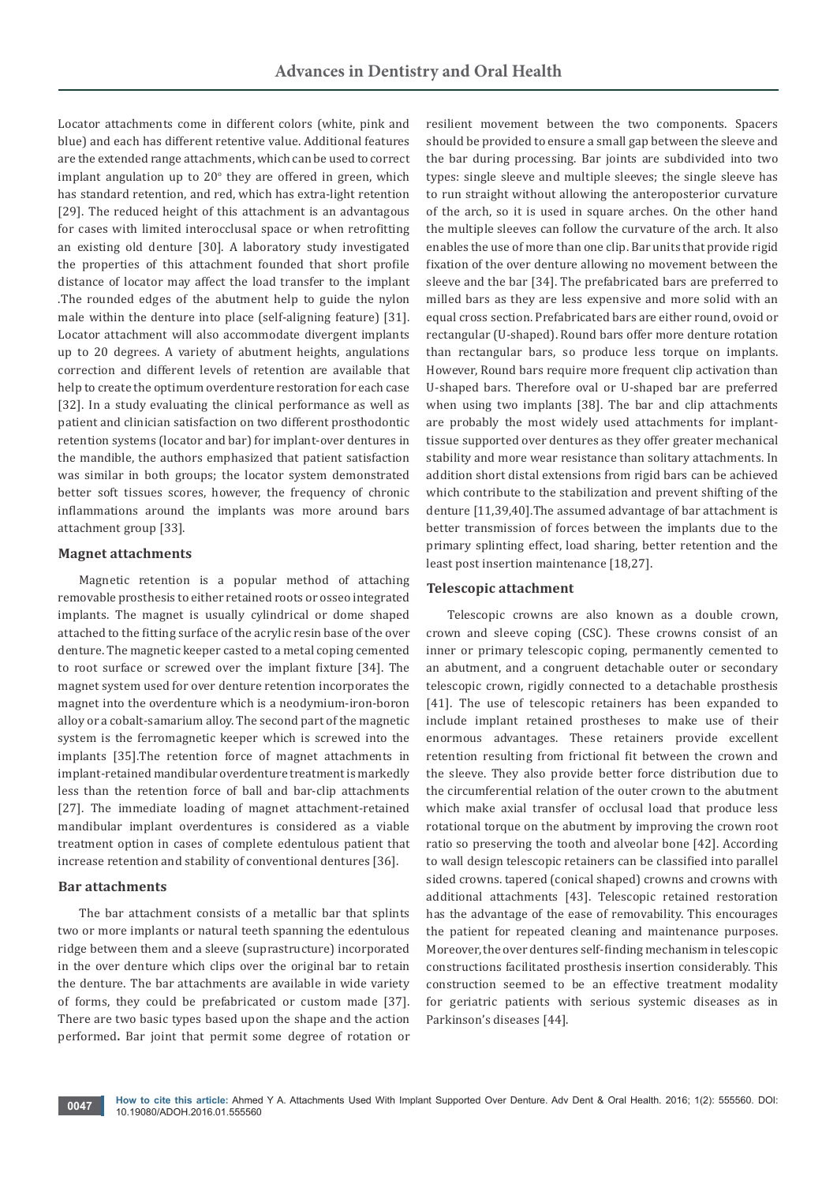Locator attachments come in different colors (white, pink and blue) and each has different retentive value. Additional features are the extended range attachments, which can be used to correct implant angulation up to 20° they are offered in green, which has standard retention, and red, which has extra-light retention [29]. The reduced height of this attachment is an advantagous for cases with limited interocclusal space or when retrofitting an existing old denture [30]. A laboratory study investigated the properties of this attachment founded that short profile distance of locator may affect the load transfer to the implant .The rounded edges of the abutment help to guide the nylon male within the denture into place (self-aligning feature) [31]. Locator attachment will also accommodate divergent implants up to 20 degrees. A variety of abutment heights, angulations correction and different levels of retention are available that help to create the optimum overdenture restoration for each case [32]. In a study evaluating the clinical performance as well as patient and clinician satisfaction on two different prosthodontic retention systems (locator and bar) for implant-over dentures in the mandible, the authors emphasized that patient satisfaction was similar in both groups; the locator system demonstrated better soft tissues scores, however, the frequency of chronic inflammations around the implants was more around bars attachment group [33].

### Magnet attachments

Magnetic retention is a popular method of attaching removable prosthesis to either retained roots or osseo integrated implants. The magnet is usually cylindrical or dome shaped attached to the fitting surface of the acrylic resin base of the over denture. The magnetic keeper casted to a metal coping cemented to root surface or screwed over the implant fixture [34]. The magnet system used for over denture retention incorporates the magnet into the overdenture which is a neodymium-iron-boron alloy or a cobalt-samarium alloy. The second part of the magnetic system is the ferromagnetic keeper which is screwed into the implants [35].The retention force of magnet attachments in implant-retained mandibular overdenture treatment is markedly less than the retention force of ball and bar-clip attachments [27]. The immediate loading of magnet attachment-retained mandibular implant overdentures is considered as a viable treatment option in cases of complete edentulous patient that increase retention and stability of conventional dentures [36].

### Bar attachments

The bar attachment consists of a metallic bar that splints two or more implants or natural teeth spanning the edentulous ridge between them and a sleeve (suprastructure) incorporated in the over denture which clips over the original bar to retain the denture. The bar attachments are available in wide variety of forms, they could be prefabricated or custom made [37]. There are two basic types based upon the shape and the action performed**.** Bar joint that permit some degree of rotation or resilient movement between the two components. Spacers should be provided to ensure a small gap between the sleeve and the bar during processing. Bar joints are subdivided into two types: single sleeve and multiple sleeves; the single sleeve has to run straight without allowing the anteroposterior curvature of the arch, so it is used in square arches. On the other hand the multiple sleeves can follow the curvature of the arch. It also enables the use of more than one clip. Bar units that provide rigid fixation of the over denture allowing no movement between the sleeve and the bar [34]. The prefabricated bars are preferred to milled bars as they are less expensive and more solid with an equal cross section. Prefabricated bars are either round, ovoid or rectangular (U-shaped). Round bars offer more denture rotation than rectangular bars, so produce less torque on implants. However, Round bars require more frequent clip activation than U-shaped bars. Therefore oval or U-shaped bar are preferred when using two implants [38]. The bar and clip attachments are probably the most widely used attachments for implant-tissue supported over dentures as they offer greater mechanical stability and more wear resistance than solitary attachments. In addition short distal extensions from rigid bars can be achieved which contribute to the stabilization and prevent shifting of the denture [11,39,40].The assumed advantage of bar attachment is better transmission of forces between the implants due to the primary splinting effect, load sharing, better retention and the least post insertion maintenance [18,27].

### Telescopic attachment

Telescopic crowns are also known as a double crown, crown and sleeve coping (CSC). These crowns consist of an inner or primary telescopic coping, permanently cemented to an abutment, and a congruent detachable outer or secondary telescopic crown, rigidly connected to a detachable prosthesis [41]. The use of telescopic retainers has been expanded to include implant retained prostheses to make use of their enormous advantages. These retainers provide excellent retention resulting from frictional fit between the crown and the sleeve. They also provide better force distribution due to the circumferential relation of the outer crown to the abutment which make axial transfer of occlusal load that produce less rotational torque on the abutment by improving the crown root ratio so preserving the tooth and alveolar bone [42]. According to wall design telescopic retainers can be classified into parallel sided crowns. tapered (conical shaped) crowns and crowns with additional attachments [43]. Telescopic retained restoration has the advantage of the ease of removability. This encourages the patient for repeated cleaning and maintenance purposes. Moreover, the over dentures self-finding mechanism in telescopic constructions facilitated prosthesis insertion considerably. This construction seemed to be an effective treatment modality for geriatric patients with serious systemic diseases as in Parkinson's diseases [44].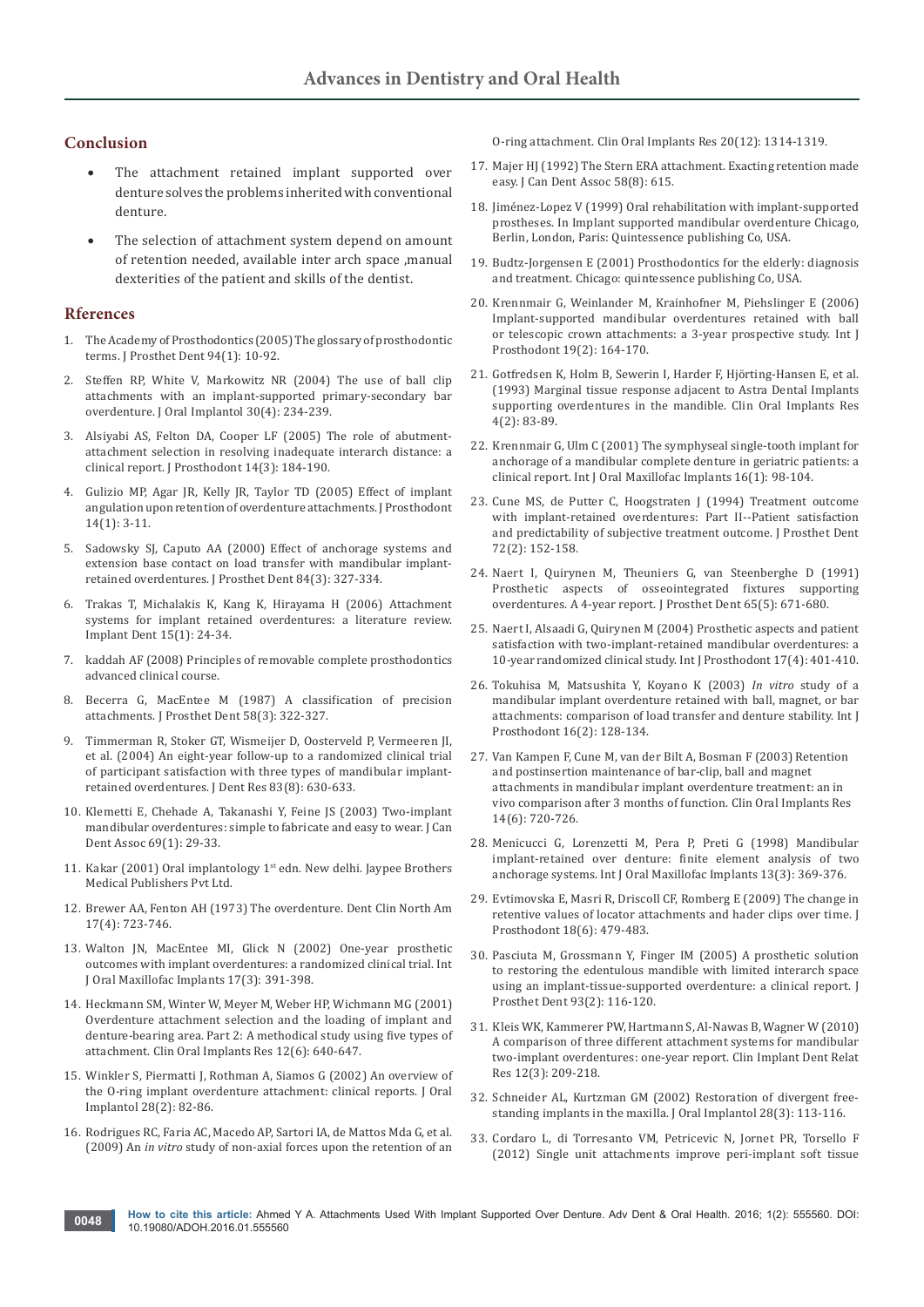## Conclusion

- The attachment retained implant supported over denture solves the problems inherited with conventional denture.
- The selection of attachment system depend on amount of retention needed, available inter arch space ,manual dexterities of the patient and skills of the dentist.

## Rferences

1. The Academy of Prosthodontics (2005) The glossary of prosthodontic terms. J Prosthet Dent 94(1): 10-92.
2. Steffen RP, White V, Markowitz NR (2004) The use of ball clip attachments with an implant-supported primary-secondary bar overdenture. J Oral Implantol 30(4): 234-239.
3. Alsiyabi AS, Felton DA, Cooper LF (2005) The role of abutment-attachment selection in resolving inadequate interarch distance: a clinical report. J Prosthodont 14(3): 184-190.
4. Gulizio MP, Agar JR, Kelly JR, Taylor TD (2005) Effect of implant angulation upon retention of overdenture attachments. J Prosthodont 14(1): 3-11.
5. Sadowsky SJ, Caputo AA (2000) Effect of anchorage systems and extension base contact on load transfer with mandibular implant-retained overdentures. J Prosthet Dent 84(3): 327-334.
6. Trakas T, Michalakis K, Kang K, Hirayama H (2006) Attachment systems for implant retained overdentures: a literature review. Implant Dent 15(1): 24-34.
7. kaddah AF (2008) Principles of removable complete prosthodontics advanced clinical course.
8. Becerra G, MacEntee M (1987) A classification of precision attachments. J Prosthet Dent 58(3): 322-327.
9. Timmerman R, Stoker GT, Wismeijer D, Oosterveld P, Vermeeren JI, et al. (2004) An eight-year follow-up to a randomized clinical trial of participant satisfaction with three types of mandibular implant-retained overdentures. J Dent Res 83(8): 630-633.
10. Klemetti E, Chehade A, Takanashi Y, Feine JS (2003) Two-implant mandibular overdentures: simple to fabricate and easy to wear. J Can Dent Assoc 69(1): 29-33.
11. Kakar (2001) Oral implantology 1st edn. New delhi. Jaypee Brothers Medical Publishers Pvt Ltd.
12. Brewer AA, Fenton AH (1973) The overdenture. Dent Clin North Am 17(4): 723-746.
13. Walton JN, MacEntee MI, Glick N (2002) One-year prosthetic outcomes with implant overdentures: a randomized clinical trial. Int J Oral Maxillofac Implants 17(3): 391-398.
14. Heckmann SM, Winter W, Meyer M, Weber HP, Wichmann MG (2001) Overdenture attachment selection and the loading of implant and denture-bearing area. Part 2: A methodical study using five types of attachment. Clin Oral Implants Res 12(6): 640-647.
15. Winkler S, Piermatti J, Rothman A, Siamos G (2002) An overview of the O-ring implant overdenture attachment: clinical reports. J Oral Implantol 28(2): 82-86.
16. Rodrigues RC, Faria AC, Macedo AP, Sartori IA, de Mattos Mda G, et al. (2009) An *in vitro* study of non-axial forces upon the retention of an O-ring attachment. Clin Oral Implants Res 20(12): 1314-1319.
17. Majer HJ (1992) The Stern ERA attachment. Exacting retention made easy. J Can Dent Assoc 58(8): 615.
18. Jiménez-Lopez V (1999) Oral rehabilitation with implant-supported prostheses. In Implant supported mandibular overdenture Chicago, Berlin, London, Paris: Quintessence publishing Co, USA.
19. Budtz-Jorgensen E (2001) Prosthodontics for the elderly: diagnosis and treatment. Chicago: quintessence publishing Co, USA.
20. Krennmair G, Weinlander M, Krainhofner M, Piehslinger E (2006) Implant-supported mandibular overdentures retained with ball or telescopic crown attachments: a 3-year prospective study. Int J Prosthodont 19(2): 164-170.
21. Gotfredsen K, Holm B, Sewerin I, Harder F, Hjörting-Hansen E, et al. (1993) Marginal tissue response adjacent to Astra Dental Implants supporting overdentures in the mandible. Clin Oral Implants Res 4(2): 83-89.
22. Krennmair G, Ulm C (2001) The symphyseal single-tooth implant for anchorage of a mandibular complete denture in geriatric patients: a clinical report. Int J Oral Maxillofac Implants 16(1): 98-104.
23. Cune MS, de Putter C, Hoogstraten J (1994) Treatment outcome with implant-retained overdentures: Part II--Patient satisfaction and predictability of subjective treatment outcome. J Prosthet Dent 72(2): 152-158.
24. Naert I, Quirynen M, Theuniers G, van Steenberghe D (1991) Prosthetic aspects of osseointegrated fixtures supporting overdentures. A 4-year report. J Prosthet Dent 65(5): 671-680.
25. Naert I, Alsaadi G, Quirynen M (2004) Prosthetic aspects and patient satisfaction with two-implant-retained mandibular overdentures: a 10-year randomized clinical study. Int J Prosthodont 17(4): 401-410.
26. Tokuhisa M, Matsushita Y, Koyano K (2003) *In vitro* study of a mandibular implant overdenture retained with ball, magnet, or bar attachments: comparison of load transfer and denture stability. Int J Prosthodont 16(2): 128-134.
27. Van Kampen F, Cune M, van der Bilt A, Bosman F (2003) Retention and postinsertion maintenance of bar-clip, ball and magnet attachments in mandibular implant overdenture treatment: an in vivo comparison after 3 months of function. Clin Oral Implants Res 14(6): 720-726.
28. Menicucci G, Lorenzetti M, Pera P, Preti G (1998) Mandibular implant-retained over denture: finite element analysis of two anchorage systems. Int J Oral Maxillofac Implants 13(3): 369-376.
29. Evtimovska E, Masri R, Driscoll CF, Romberg E (2009) The change in retentive values of locator attachments and hader clips over time. J Prosthodont 18(6): 479-483.
30. Pasciuta M, Grossmann Y, Finger IM (2005) A prosthetic solution to restoring the edentulous mandible with limited interarch space using an implant-tissue-supported overdenture: a clinical report. J Prosthet Dent 93(2): 116-120.
31. Kleis WK, Kammerer PW, Hartmann S, Al-Nawas B, Wagner W (2010) A comparison of three different attachment systems for mandibular two-implant overdentures: one-year report. Clin Implant Dent Relat Res 12(3): 209-218.
32. Schneider AL, Kurtzman GM (2002) Restoration of divergent free-standing implants in the maxilla. J Oral Implantol 28(3): 113-116.
33. Cordaro L, di Torresanto VM, Petricevic N, Jornet PR, Torsello F (2012) Single unit attachments improve peri-implant soft tissue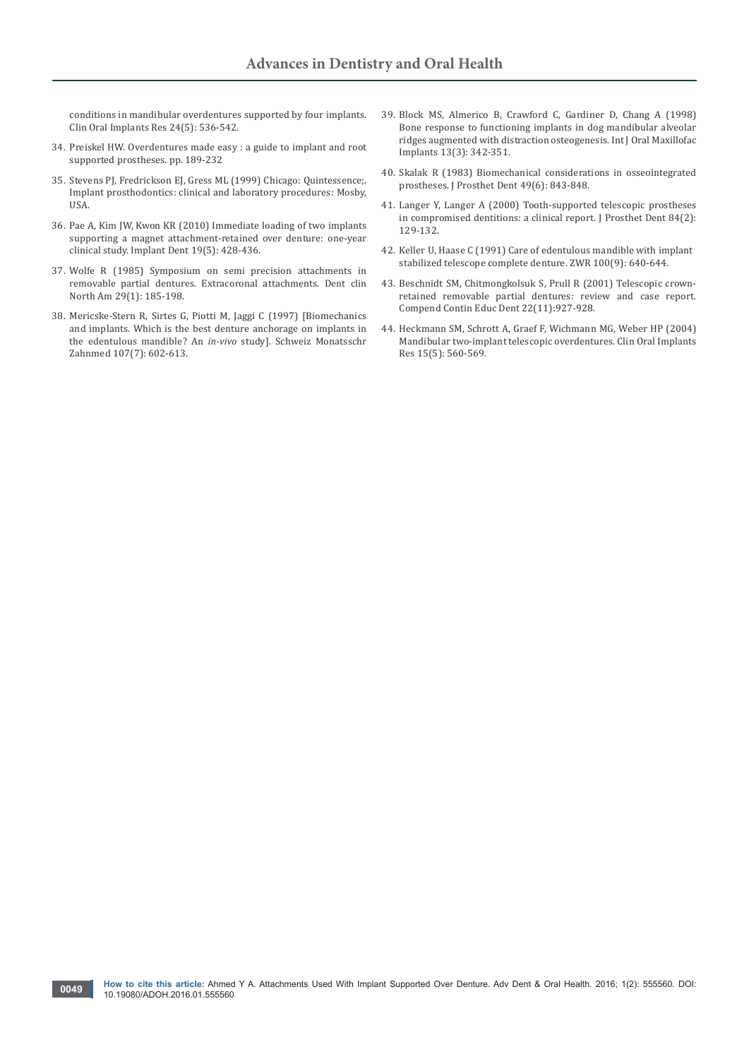conditions in mandibular overdentures supported by four implants. Clin Oral Implants Res 24(5): 536-542.

34. Preiskel HW. Overdentures made easy : a guide to implant and root supported prostheses. pp. 189-232

35. Stevens PJ, Fredrickson EJ, Gress ML (1999) Chicago: Quintessence;. Implant prosthodontics: clinical and laboratory procedures: Mosby, USA.

36. Pae A, Kim JW, Kwon KR (2010) Immediate loading of two implants supporting a magnet attachment-retained over denture: one-year clinical study. Implant Dent 19(5): 428-436.

37. Wolfe R (1985) Symposium on semi precision attachments in removable partial dentures. Extracoronal attachments. Dent clin North Am 29(1): 185-198.

38. Mericske-Stern R, Sirtes G, Piotti M, Jaggi C (1997) [Biomechanics and implants. Which is the best denture anchorage on implants in the edentulous mandible? An *in-vivo* study]. Schweiz Monatsschr Zahnmed 107(7): 602-613.

39. Block MS, Almerico B, Crawford C, Gardiner D, Chang A (1998) Bone response to functioning implants in dog mandibular alveolar ridges augmented with distraction osteogenesis. Int J Oral Maxillofac Implants 13(3): 342-351.

40. Skalak R (1983) Biomechanical considerations in osseointegrated prostheses. J Prosthet Dent 49(6): 843-848.

41. Langer Y, Langer A (2000) Tooth-supported telescopic prostheses in compromised dentitions: a clinical report. J Prosthet Dent 84(2): 129-132.

42. Keller U, Haase C (1991) Care of edentulous mandible with implant stabilized telescope complete denture. ZWR 100(9): 640-644.

43. Beschnidt SM, Chitmongkolsuk S, Prull R (2001) Telescopic crown-retained removable partial dentures: review and case report. Compend Contin Educ Dent 22(11):927-928.

44. Heckmann SM, Schrott A, Graef F, Wichmann MG, Weber HP (2004) Mandibular two-implant telescopic overdentures. Clin Oral Implants Res 15(5): 560-569.

**How to cite this article:** Ahmed Y A. Attachments Used With Implant Supported Over Denture. Adv Dent & Oral Health. 2016; 1(2): 555560. DOI: 10.19080/ADOH.2016.01.555560